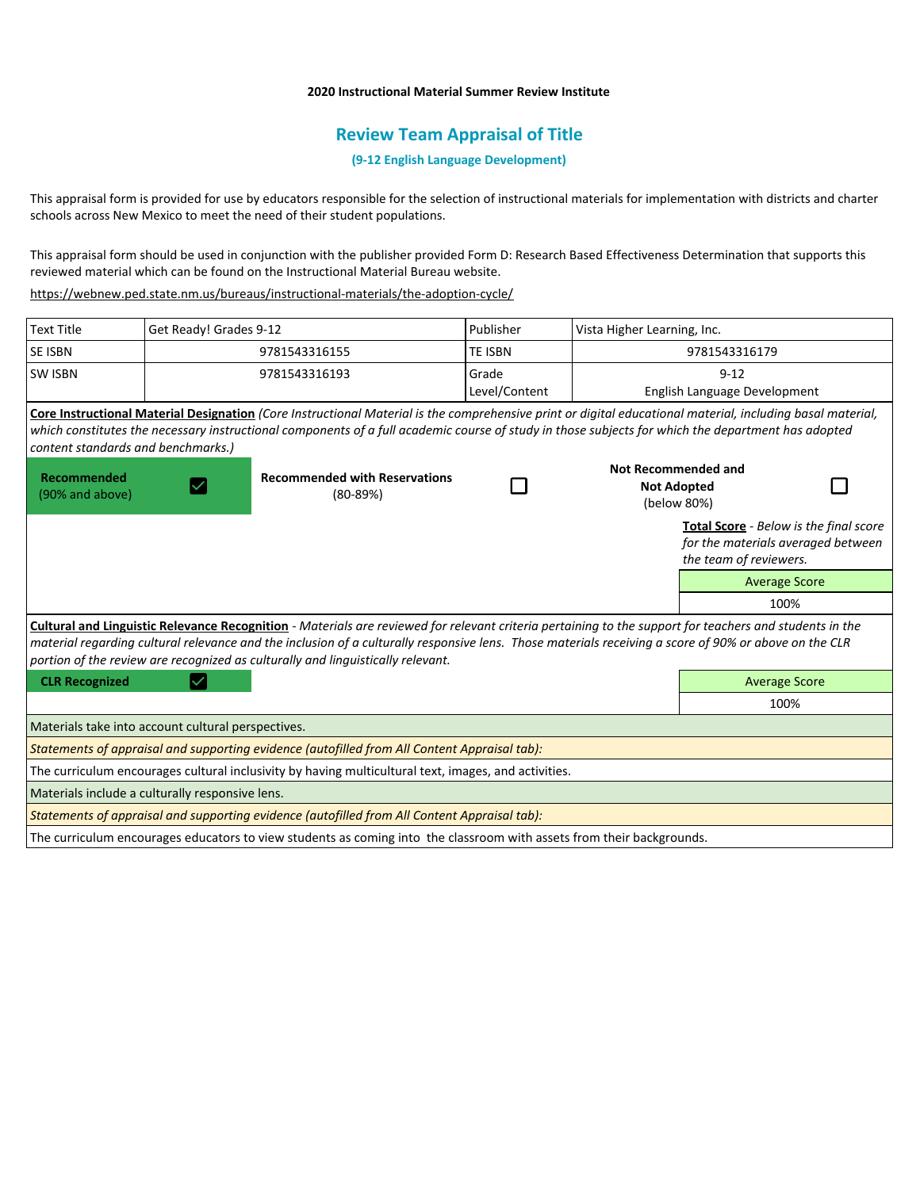**2020 Instructional Material Summer Review Institute**

# Review Team Appraisal of Title

### (9-12 English Language Development)

This appraisal form is provided for use by educators responsible for the selection of instructional materials for implementation with districts and charter schools across New Mexico to meet the need of their student populations.

This appraisal form should be used in conjunction with the publisher provided Form D: Research Based Effectiveness Determination that supports this reviewed material which can be found on the Instructional Material Bureau website.

https://webnew.ped.state.nm.us/bureaus/instructional-materials/the-adoption-cycle/

| Text Title | Get Ready! Grades 9-12 | Publisher | Vista Higher Learning, Inc. |
|---|---|---|---|
| SE ISBN | 9781543316155 | TE ISBN | 9781543316179 |
| SW ISBN | 9781543316193 | Grade Level/Content | 9-12 English Language Development |

**Core Instructional Material Designation** *(Core Instructional Material is the comprehensive print or digital educational material, including basal material, which constitutes the necessary instructional components of a full academic course of study in those subjects for which the department has adopted content standards and benchmarks.)*

| Recommended (90% and above) | Recommended with Reservations (80-89%) | Not Recommended and Not Adopted (below 80%) |
|---|---|---|
| ☑ | ☐ | ☐ |

**Total Score** - *Below is the final score for the materials averaged between the team of reviewers.*

| Average Score |
|---|
| 100% |

**Cultural and Linguistic Relevance Recognition** - *Materials are reviewed for relevant criteria pertaining to the support for teachers and students in the material regarding cultural relevance and the inclusion of a culturally responsive lens. Those materials receiving a score of 90% or above on the CLR portion of the review are recognized as culturally and linguistically relevant.*

**CLR Recognized** ☑

| Average Score |
|---|
| 100% |

Materials take into account cultural perspectives.

*Statements of appraisal and supporting evidence (autofilled from All Content Appraisal tab):*

The curriculum encourages cultural inclusivity by having multicultural text, images, and activities.

Materials include a culturally responsive lens.

*Statements of appraisal and supporting evidence (autofilled from All Content Appraisal tab):*

The curriculum encourages educators to view students as coming into the classroom with assets from their backgrounds.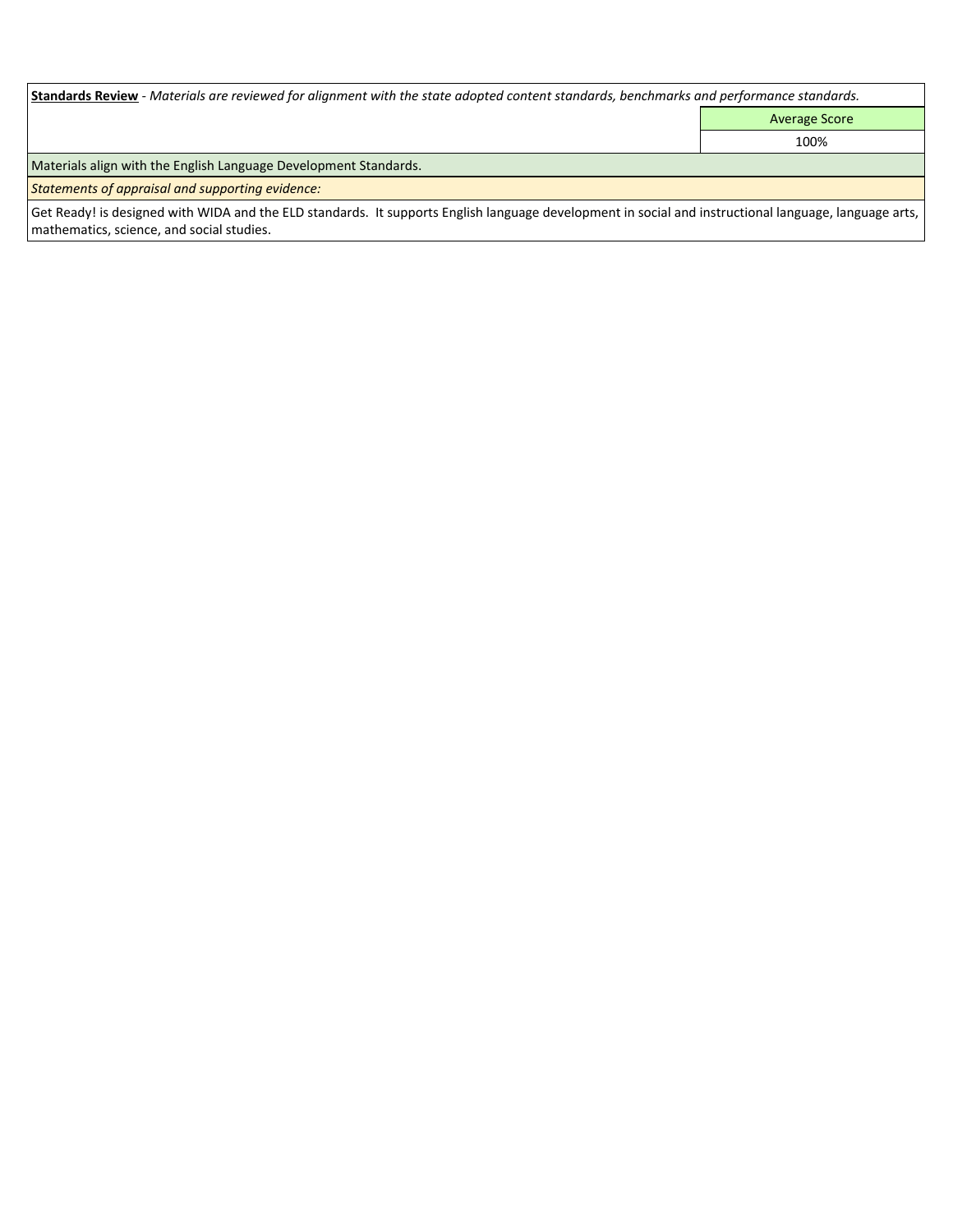**<u>Standards Review</u>** - *Materials are reviewed for alignment with the state adopted content standards, benchmarks and performance standards.*

| | Average Score |
|---|---|
| | 100% |

Materials align with the English Language Development Standards.

*Statements of appraisal and supporting evidence:*

Get Ready! is designed with WIDA and the ELD standards. It supports English language development in social and instructional language, language arts, mathematics, science, and social studies.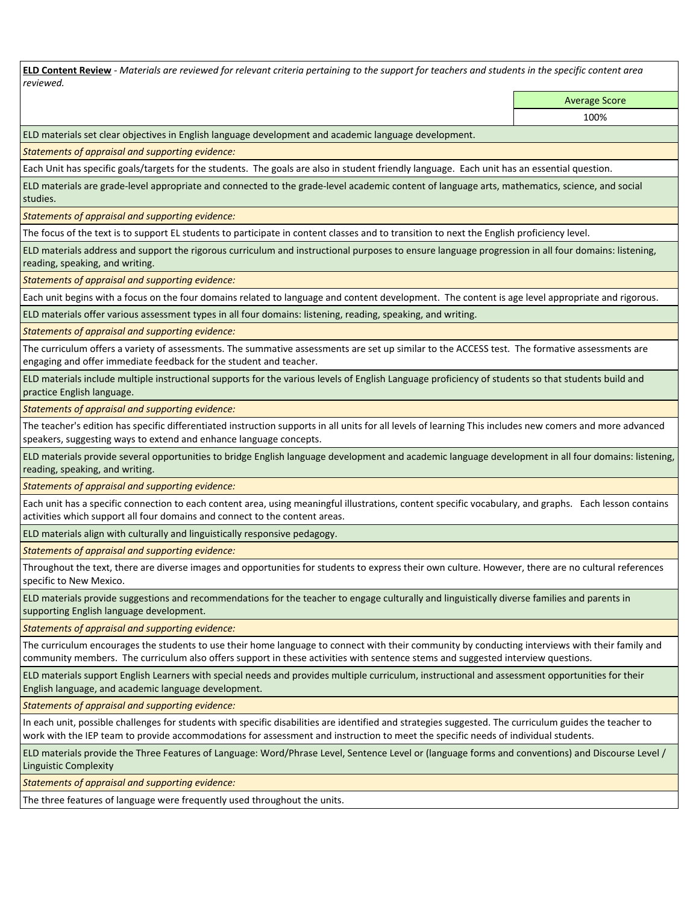**ELD Content Review** - *Materials are reviewed for relevant criteria pertaining to the support for teachers and students in the specific content area reviewed.*

| Average Score |
| --- |
| 100% |

ELD materials set clear objectives in English language development and academic language development.

*Statements of appraisal and supporting evidence:*

Each Unit has specific goals/targets for the students. The goals are also in student friendly language. Each unit has an essential question.

ELD materials are grade-level appropriate and connected to the grade-level academic content of language arts, mathematics, science, and social studies.

*Statements of appraisal and supporting evidence:*

The focus of the text is to support EL students to participate in content classes and to transition to next the English proficiency level.

ELD materials address and support the rigorous curriculum and instructional purposes to ensure language progression in all four domains: listening, reading, speaking, and writing.

*Statements of appraisal and supporting evidence:*

Each unit begins with a focus on the four domains related to language and content development. The content is age level appropriate and rigorous.

ELD materials offer various assessment types in all four domains: listening, reading, speaking, and writing.

*Statements of appraisal and supporting evidence:*

The curriculum offers a variety of assessments. The summative assessments are set up similar to the ACCESS test. The formative assessments are engaging and offer immediate feedback for the student and teacher.

ELD materials include multiple instructional supports for the various levels of English Language proficiency of students so that students build and practice English language.

*Statements of appraisal and supporting evidence:*

The teacher's edition has specific differentiated instruction supports in all units for all levels of learning This includes new comers and more advanced speakers, suggesting ways to extend and enhance language concepts.

ELD materials provide several opportunities to bridge English language development and academic language development in all four domains: listening, reading, speaking, and writing.

*Statements of appraisal and supporting evidence:*

Each unit has a specific connection to each content area, using meaningful illustrations, content specific vocabulary, and graphs. Each lesson contains activities which support all four domains and connect to the content areas.

ELD materials align with culturally and linguistically responsive pedagogy.

*Statements of appraisal and supporting evidence:*

Throughout the text, there are diverse images and opportunities for students to express their own culture. However, there are no cultural references specific to New Mexico.

ELD materials provide suggestions and recommendations for the teacher to engage culturally and linguistically diverse families and parents in supporting English language development.

*Statements of appraisal and supporting evidence:*

The curriculum encourages the students to use their home language to connect with their community by conducting interviews with their family and community members. The curriculum also offers support in these activities with sentence stems and suggested interview questions.

ELD materials support English Learners with special needs and provides multiple curriculum, instructional and assessment opportunities for their English language, and academic language development.

*Statements of appraisal and supporting evidence:*

In each unit, possible challenges for students with specific disabilities are identified and strategies suggested. The curriculum guides the teacher to work with the IEP team to provide accommodations for assessment and instruction to meet the specific needs of individual students.

ELD materials provide the Three Features of Language: Word/Phrase Level, Sentence Level or (language forms and conventions) and Discourse Level / Linguistic Complexity

*Statements of appraisal and supporting evidence:*

The three features of language were frequently used throughout the units.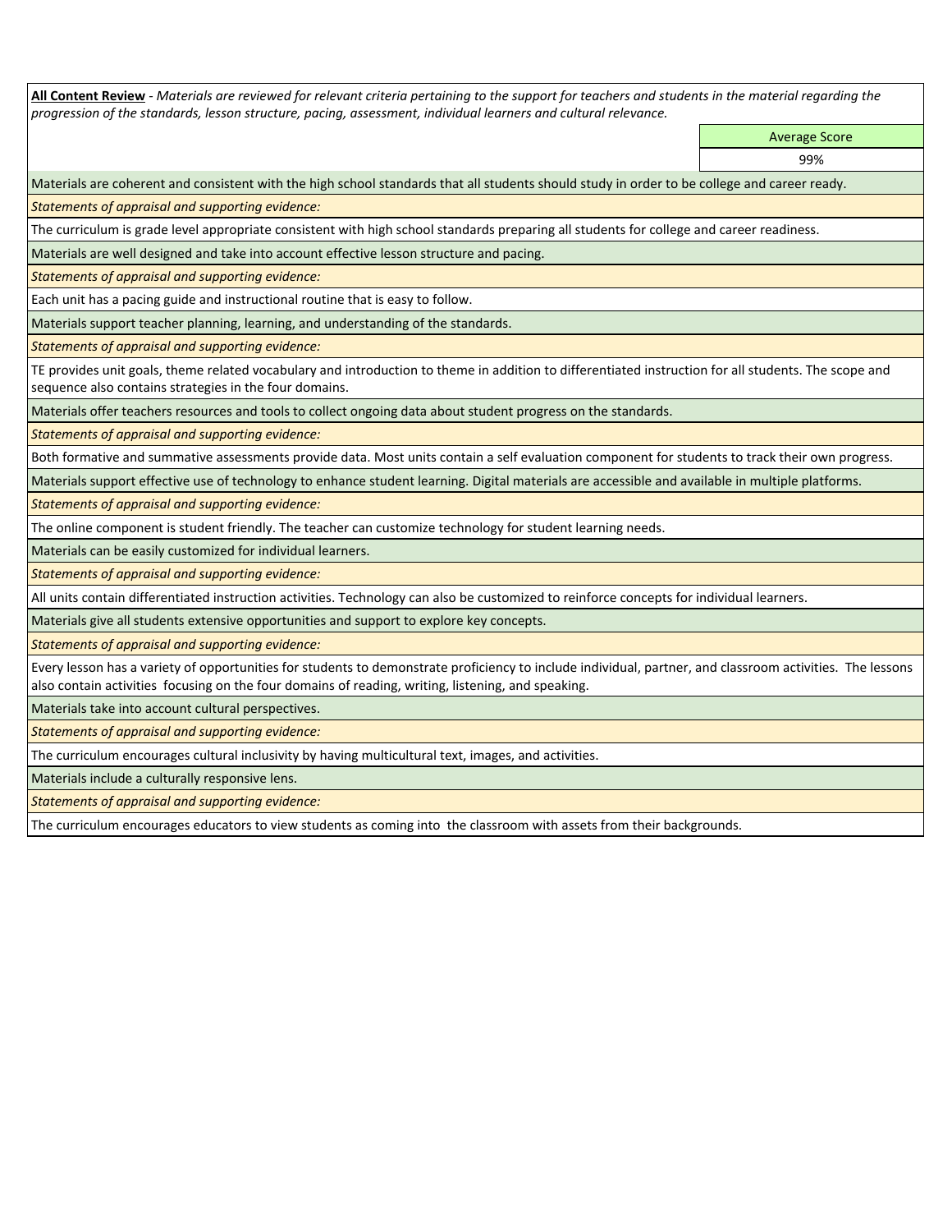**<u>All Content Review</u>** - *Materials are reviewed for relevant criteria pertaining to the support for teachers and students in the material regarding the progression of the standards, lesson structure, pacing, assessment, individual learners and cultural relevance.*

| Average Score |
| --- |
| 99% |

Materials are coherent and consistent with the high school standards that all students should study in order to be college and career ready.

*Statements of appraisal and supporting evidence:*

The curriculum is grade level appropriate consistent with high school standards preparing all students for college and career readiness.

Materials are well designed and take into account effective lesson structure and pacing.

*Statements of appraisal and supporting evidence:*

Each unit has a pacing guide and instructional routine that is easy to follow.

Materials support teacher planning, learning, and understanding of the standards.

*Statements of appraisal and supporting evidence:*

TE provides unit goals, theme related vocabulary and introduction to theme in addition to differentiated instruction for all students. The scope and sequence also contains strategies in the four domains.

Materials offer teachers resources and tools to collect ongoing data about student progress on the standards.

*Statements of appraisal and supporting evidence:*

Both formative and summative assessments provide data. Most units contain a self evaluation component for students to track their own progress.

Materials support effective use of technology to enhance student learning. Digital materials are accessible and available in multiple platforms.

*Statements of appraisal and supporting evidence:*

The online component is student friendly. The teacher can customize technology for student learning needs.

Materials can be easily customized for individual learners.

*Statements of appraisal and supporting evidence:*

All units contain differentiated instruction activities. Technology can also be customized to reinforce concepts for individual learners.

Materials give all students extensive opportunities and support to explore key concepts.

*Statements of appraisal and supporting evidence:*

Every lesson has a variety of opportunities for students to demonstrate proficiency to include individual, partner, and classroom activities. The lessons also contain activities focusing on the four domains of reading, writing, listening, and speaking.

Materials take into account cultural perspectives.

*Statements of appraisal and supporting evidence:*

The curriculum encourages cultural inclusivity by having multicultural text, images, and activities.

Materials include a culturally responsive lens.

*Statements of appraisal and supporting evidence:*

The curriculum encourages educators to view students as coming into the classroom with assets from their backgrounds.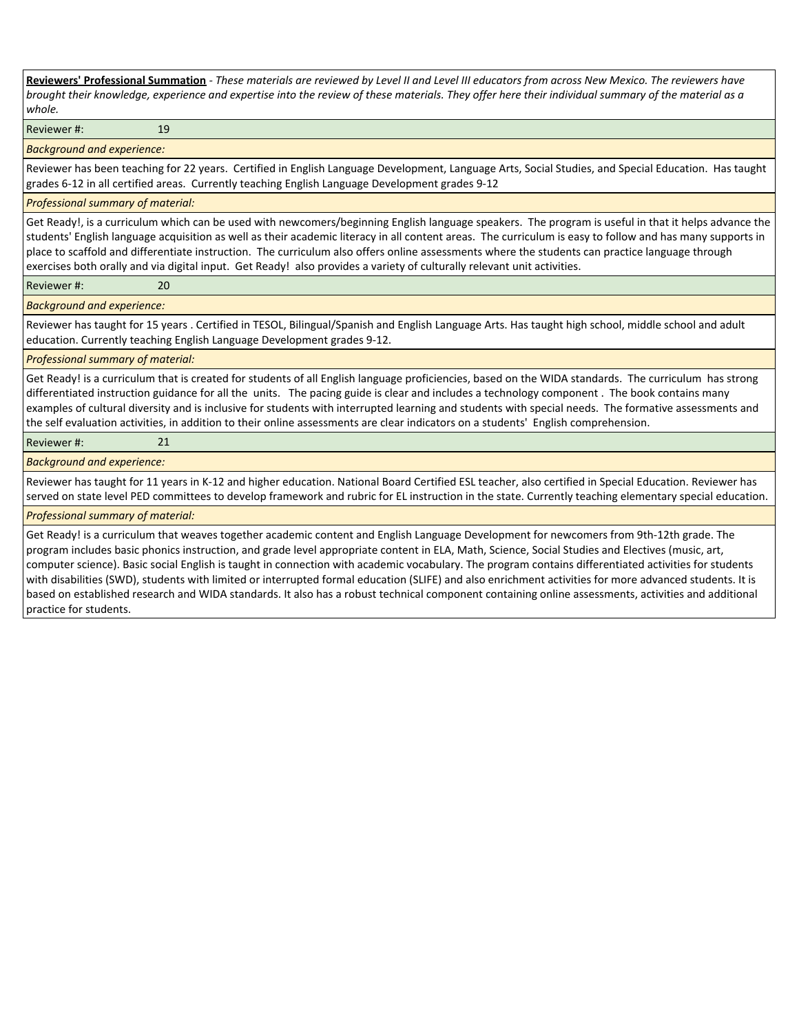**Reviewers' Professional Summation** - *These materials are reviewed by Level II and Level III educators from across New Mexico. The reviewers have brought their knowledge, experience and expertise into the review of these materials. They offer here their individual summary of the material as a whole.*

Reviewer #: 19

*Background and experience:*

Reviewer has been teaching for 22 years. Certified in English Language Development, Language Arts, Social Studies, and Special Education. Has taught grades 6-12 in all certified areas. Currently teaching English Language Development grades 9-12

*Professional summary of material:*

Get Ready!, is a curriculum which can be used with newcomers/beginning English language speakers. The program is useful in that it helps advance the students' English language acquisition as well as their academic literacy in all content areas. The curriculum is easy to follow and has many supports in place to scaffold and differentiate instruction. The curriculum also offers online assessments where the students can practice language through exercises both orally and via digital input. Get Ready! also provides a variety of culturally relevant unit activities.

Reviewer #: 20

*Background and experience:*

Reviewer has taught for 15 years . Certified in TESOL, Bilingual/Spanish and English Language Arts. Has taught high school, middle school and adult education. Currently teaching English Language Development grades 9-12.

*Professional summary of material:*

Get Ready! is a curriculum that is created for students of all English language proficiencies, based on the WIDA standards. The curriculum has strong differentiated instruction guidance for all the units. The pacing guide is clear and includes a technology component . The book contains many examples of cultural diversity and is inclusive for students with interrupted learning and students with special needs. The formative assessments and the self evaluation activities, in addition to their online assessments are clear indicators on a students' English comprehension.

Reviewer #: 21

*Background and experience:*

Reviewer has taught for 11 years in K-12 and higher education. National Board Certified ESL teacher, also certified in Special Education. Reviewer has served on state level PED committees to develop framework and rubric for EL instruction in the state. Currently teaching elementary special education.

*Professional summary of material:*

Get Ready! is a curriculum that weaves together academic content and English Language Development for newcomers from 9th-12th grade. The program includes basic phonics instruction, and grade level appropriate content in ELA, Math, Science, Social Studies and Electives (music, art, computer science). Basic social English is taught in connection with academic vocabulary. The program contains differentiated activities for students with disabilities (SWD), students with limited or interrupted formal education (SLIFE) and also enrichment activities for more advanced students. It is based on established research and WIDA standards. It also has a robust technical component containing online assessments, activities and additional practice for students.